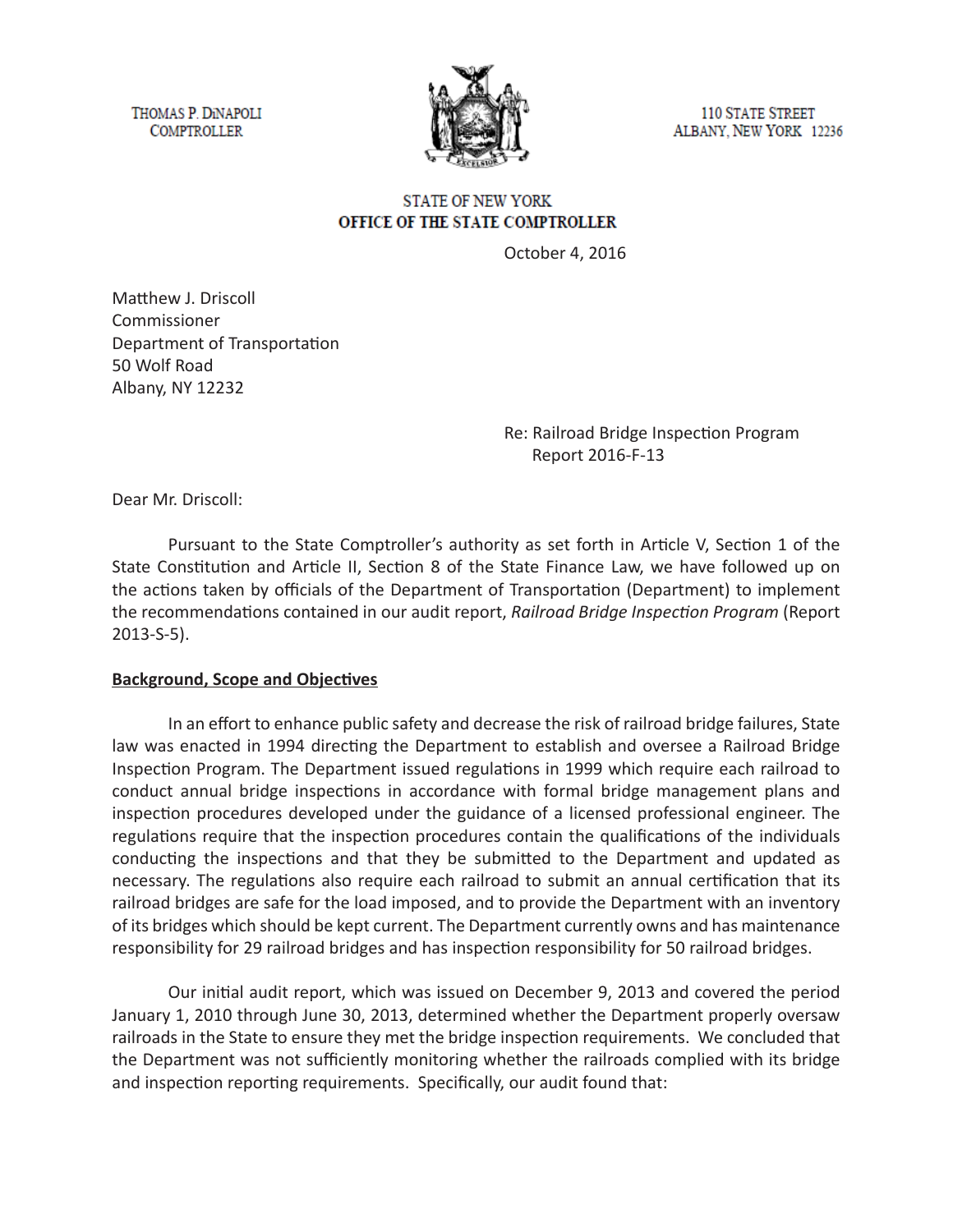THOMAS P. DiNAPOLI
COMPTROLLER

110 STATE STREET
ALBANY, NEW YORK 12236

STATE OF NEW YORK
**OFFICE OF THE STATE COMPTROLLER**

October 4, 2016

Matthew J. Driscoll
Commissioner
Department of Transportation
50 Wolf Road
Albany, NY 12232

Re: Railroad Bridge Inspection Program
Report 2016-F-13

Dear Mr. Driscoll:

Pursuant to the State Comptroller's authority as set forth in Article V, Section 1 of the State Constitution and Article II, Section 8 of the State Finance Law, we have followed up on the actions taken by officials of the Department of Transportation (Department) to implement the recommendations contained in our audit report, *Railroad Bridge Inspection Program* (Report 2013-S-5).

**Background, Scope and Objectives**

In an effort to enhance public safety and decrease the risk of railroad bridge failures, State law was enacted in 1994 directing the Department to establish and oversee a Railroad Bridge Inspection Program. The Department issued regulations in 1999 which require each railroad to conduct annual bridge inspections in accordance with formal bridge management plans and inspection procedures developed under the guidance of a licensed professional engineer. The regulations require that the inspection procedures contain the qualifications of the individuals conducting the inspections and that they be submitted to the Department and updated as necessary. The regulations also require each railroad to submit an annual certification that its railroad bridges are safe for the load imposed, and to provide the Department with an inventory of its bridges which should be kept current. The Department currently owns and has maintenance responsibility for 29 railroad bridges and has inspection responsibility for 50 railroad bridges.

Our initial audit report, which was issued on December 9, 2013 and covered the period January 1, 2010 through June 30, 2013, determined whether the Department properly oversaw railroads in the State to ensure they met the bridge inspection requirements. We concluded that the Department was not sufficiently monitoring whether the railroads complied with its bridge and inspection reporting requirements. Specifically, our audit found that: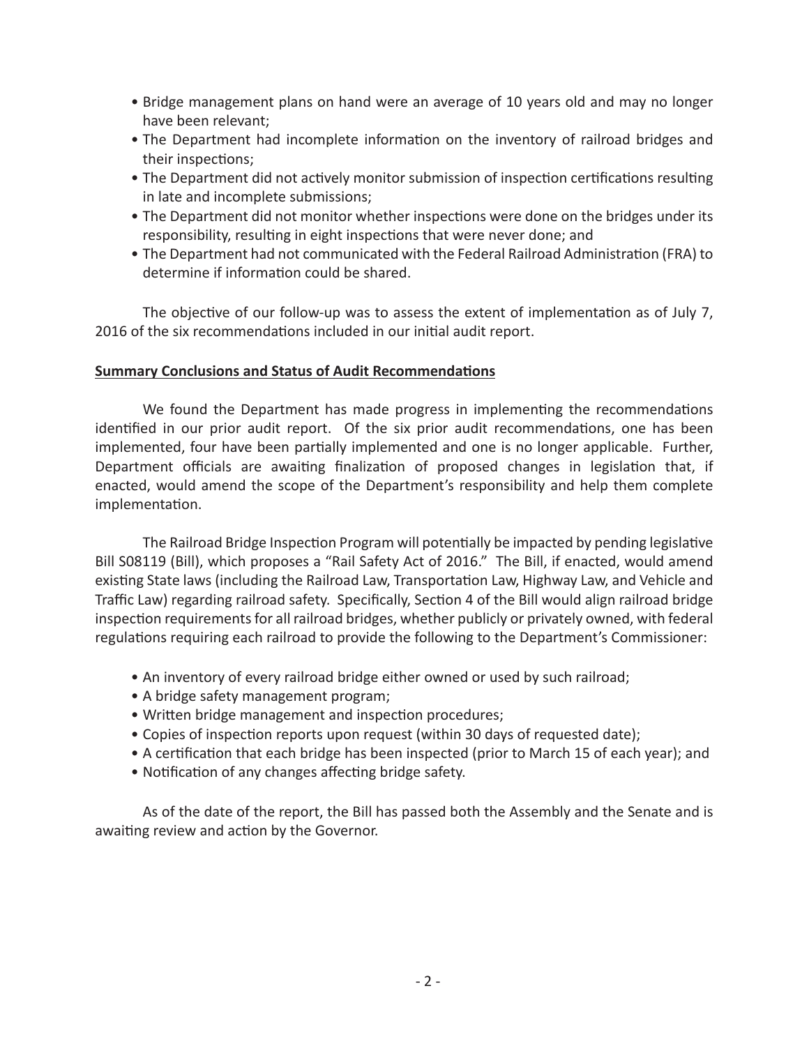- Bridge management plans on hand were an average of 10 years old and may no longer have been relevant;
- The Department had incomplete information on the inventory of railroad bridges and their inspections;
- The Department did not actively monitor submission of inspection certifications resulting in late and incomplete submissions;
- The Department did not monitor whether inspections were done on the bridges under its responsibility, resulting in eight inspections that were never done; and
- The Department had not communicated with the Federal Railroad Administration (FRA) to determine if information could be shared.

The objective of our follow-up was to assess the extent of implementation as of July 7, 2016 of the six recommendations included in our initial audit report.

**Summary Conclusions and Status of Audit Recommendations**

We found the Department has made progress in implementing the recommendations identified in our prior audit report. Of the six prior audit recommendations, one has been implemented, four have been partially implemented and one is no longer applicable. Further, Department officials are awaiting finalization of proposed changes in legislation that, if enacted, would amend the scope of the Department's responsibility and help them complete implementation.

The Railroad Bridge Inspection Program will potentially be impacted by pending legislative Bill S08119 (Bill), which proposes a "Rail Safety Act of 2016." The Bill, if enacted, would amend existing State laws (including the Railroad Law, Transportation Law, Highway Law, and Vehicle and Traffic Law) regarding railroad safety. Specifically, Section 4 of the Bill would align railroad bridge inspection requirements for all railroad bridges, whether publicly or privately owned, with federal regulations requiring each railroad to provide the following to the Department's Commissioner:

- An inventory of every railroad bridge either owned or used by such railroad;
- A bridge safety management program;
- Written bridge management and inspection procedures;
- Copies of inspection reports upon request (within 30 days of requested date);
- A certification that each bridge has been inspected (prior to March 15 of each year); and
- Notification of any changes affecting bridge safety.

As of the date of the report, the Bill has passed both the Assembly and the Senate and is awaiting review and action by the Governor.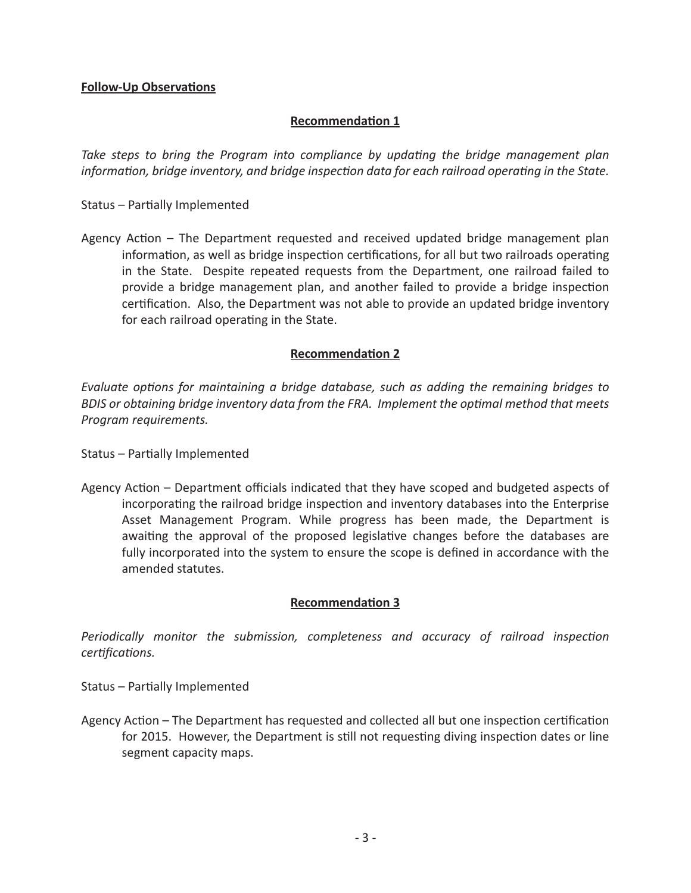**Follow-Up Observations**

**Recommendation 1**

*Take steps to bring the Program into compliance by updating the bridge management plan information, bridge inventory, and bridge inspection data for each railroad operating in the State.*

Status – Partially Implemented

Agency Action – The Department requested and received updated bridge management plan information, as well as bridge inspection certifications, for all but two railroads operating in the State. Despite repeated requests from the Department, one railroad failed to provide a bridge management plan, and another failed to provide a bridge inspection certification. Also, the Department was not able to provide an updated bridge inventory for each railroad operating in the State.

**Recommendation 2**

*Evaluate options for maintaining a bridge database, such as adding the remaining bridges to BDIS or obtaining bridge inventory data from the FRA. Implement the optimal method that meets Program requirements.*

Status – Partially Implemented

Agency Action – Department officials indicated that they have scoped and budgeted aspects of incorporating the railroad bridge inspection and inventory databases into the Enterprise Asset Management Program. While progress has been made, the Department is awaiting the approval of the proposed legislative changes before the databases are fully incorporated into the system to ensure the scope is defined in accordance with the amended statutes.

**Recommendation 3**

*Periodically monitor the submission, completeness and accuracy of railroad inspection certifications.*

Status – Partially Implemented

Agency Action – The Department has requested and collected all but one inspection certification for 2015. However, the Department is still not requesting diving inspection dates or line segment capacity maps.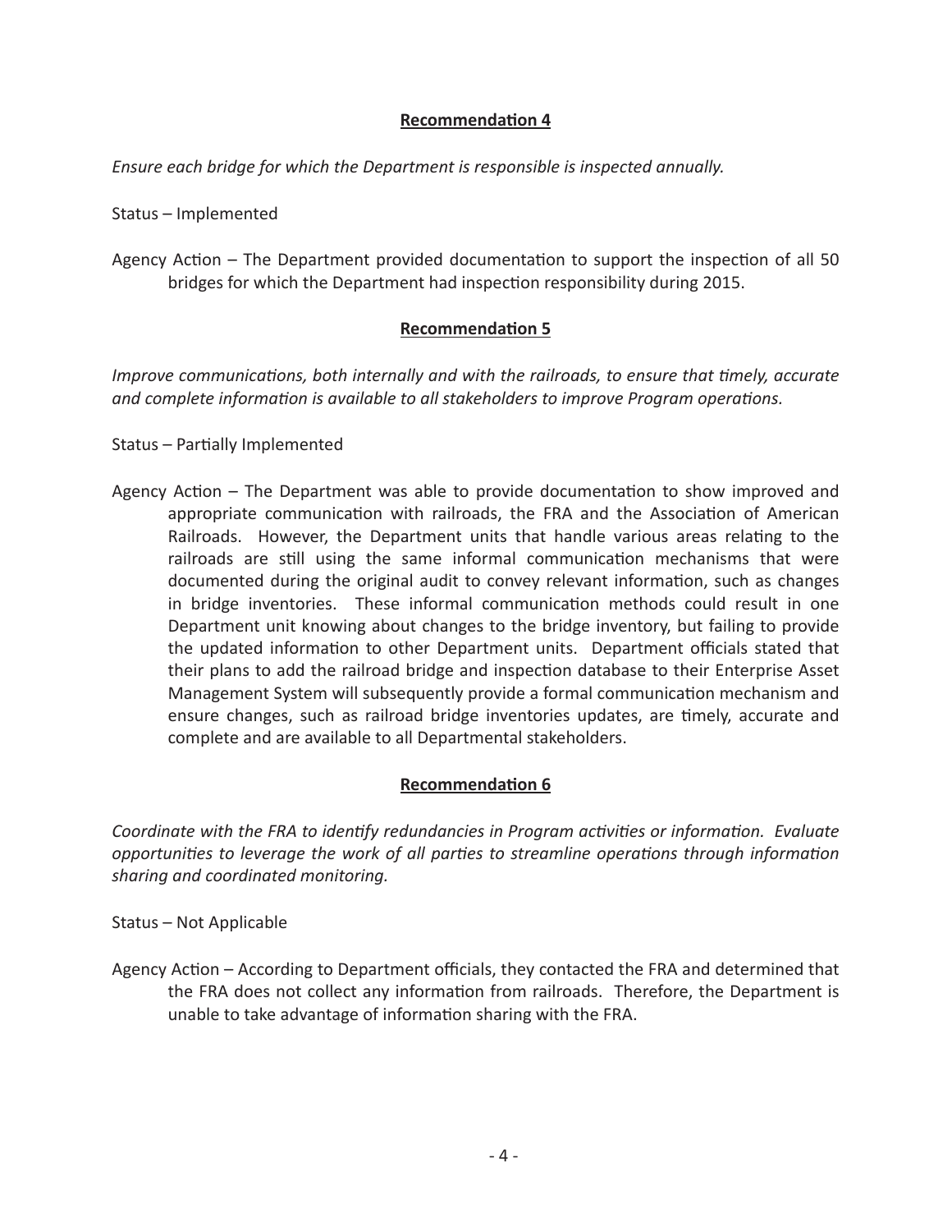**Recommendation 4**

*Ensure each bridge for which the Department is responsible is inspected annually.*

Status – Implemented

Agency Action – The Department provided documentation to support the inspection of all 50 bridges for which the Department had inspection responsibility during 2015.

**Recommendation 5**

*Improve communications, both internally and with the railroads, to ensure that timely, accurate and complete information is available to all stakeholders to improve Program operations.*

Status – Partially Implemented

Agency Action – The Department was able to provide documentation to show improved and appropriate communication with railroads, the FRA and the Association of American Railroads. However, the Department units that handle various areas relating to the railroads are still using the same informal communication mechanisms that were documented during the original audit to convey relevant information, such as changes in bridge inventories. These informal communication methods could result in one Department unit knowing about changes to the bridge inventory, but failing to provide the updated information to other Department units. Department officials stated that their plans to add the railroad bridge and inspection database to their Enterprise Asset Management System will subsequently provide a formal communication mechanism and ensure changes, such as railroad bridge inventories updates, are timely, accurate and complete and are available to all Departmental stakeholders.

**Recommendation 6**

*Coordinate with the FRA to identify redundancies in Program activities or information. Evaluate opportunities to leverage the work of all parties to streamline operations through information sharing and coordinated monitoring.*

Status – Not Applicable

Agency Action – According to Department officials, they contacted the FRA and determined that the FRA does not collect any information from railroads. Therefore, the Department is unable to take advantage of information sharing with the FRA.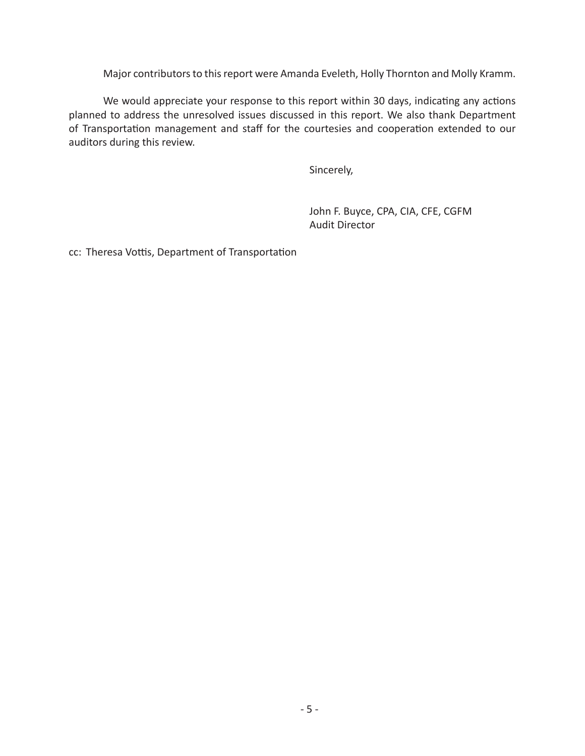Major contributors to this report were Amanda Eveleth, Holly Thornton and Molly Kramm.

We would appreciate your response to this report within 30 days, indicating any actions planned to address the unresolved issues discussed in this report. We also thank Department of Transportation management and staff for the courtesies and cooperation extended to our auditors during this review.

Sincerely,

John F. Buyce, CPA, CIA, CFE, CGFM
Audit Director

cc: Theresa Vottis, Department of Transportation